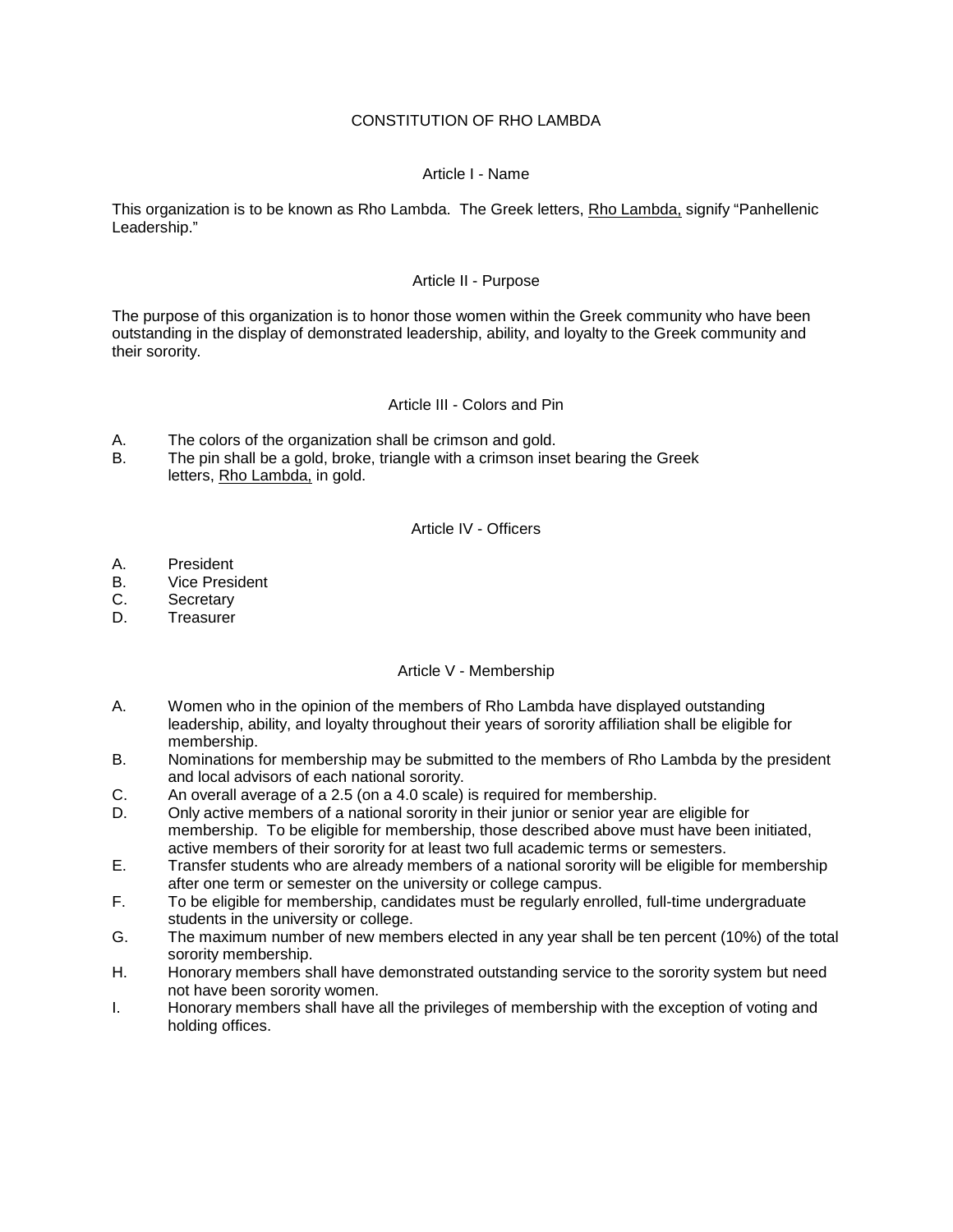# CONSTITUTION OF RHO LAMBDA

## Article I - Name

This organization is to be known as Rho Lambda. The Greek letters, <u>Rho Lambda,</u> signify "Panhellenic Leadership."

## Article II - Purpose

The purpose of this organization is to honor those women within the Greek community who have been outstanding in the display of demonstrated leadership, ability, and loyalty to the Greek community and their sorority.

## Article III - Colors and Pin

A. The colors of the organization shall be crimson and gold.

B. The pin shall be a gold, broke, triangle with a crimson inset bearing the Greek letters, <u>Rho Lambda,</u> in gold.

## Article IV - Officers

A. President

B. Vice President

C. Secretary

D. Treasurer

## Article V - Membership

A. Women who in the opinion of the members of Rho Lambda have displayed outstanding leadership, ability, and loyalty throughout their years of sorority affiliation shall be eligible for membership.

B. Nominations for membership may be submitted to the members of Rho Lambda by the president and local advisors of each national sorority.

C. An overall average of a 2.5 (on a 4.0 scale) is required for membership.

D. Only active members of a national sorority in their junior or senior year are eligible for membership. To be eligible for membership, those described above must have been initiated, active members of their sorority for at least two full academic terms or semesters.

E. Transfer students who are already members of a national sorority will be eligible for membership after one term or semester on the university or college campus.

F. To be eligible for membership, candidates must be regularly enrolled, full-time undergraduate students in the university or college.

G. The maximum number of new members elected in any year shall be ten percent (10%) of the total sorority membership.

H. Honorary members shall have demonstrated outstanding service to the sorority system but need not have been sorority women.

I. Honorary members shall have all the privileges of membership with the exception of voting and holding offices.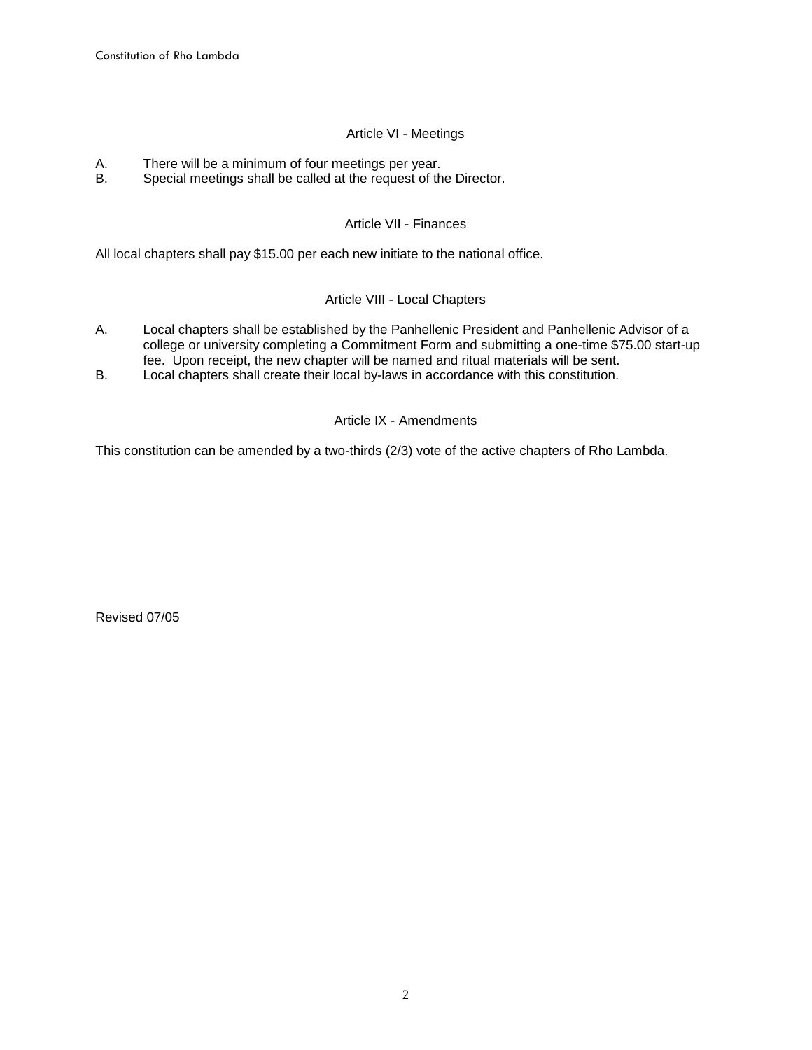## Article VI - Meetings

A. There will be a minimum of four meetings per year.
B. Special meetings shall be called at the request of the Director.

## Article VII - Finances

All local chapters shall pay $15.00 per each new initiate to the national office.

## Article VIII - Local Chapters

A. Local chapters shall be established by the Panhellenic President and Panhellenic Advisor of a college or university completing a Commitment Form and submitting a one-time $75.00 start-up fee. Upon receipt, the new chapter will be named and ritual materials will be sent.
B. Local chapters shall create their local by-laws in accordance with this constitution.

## Article IX - Amendments

This constitution can be amended by a two-thirds (2/3) vote of the active chapters of Rho Lambda.

Revised 07/05